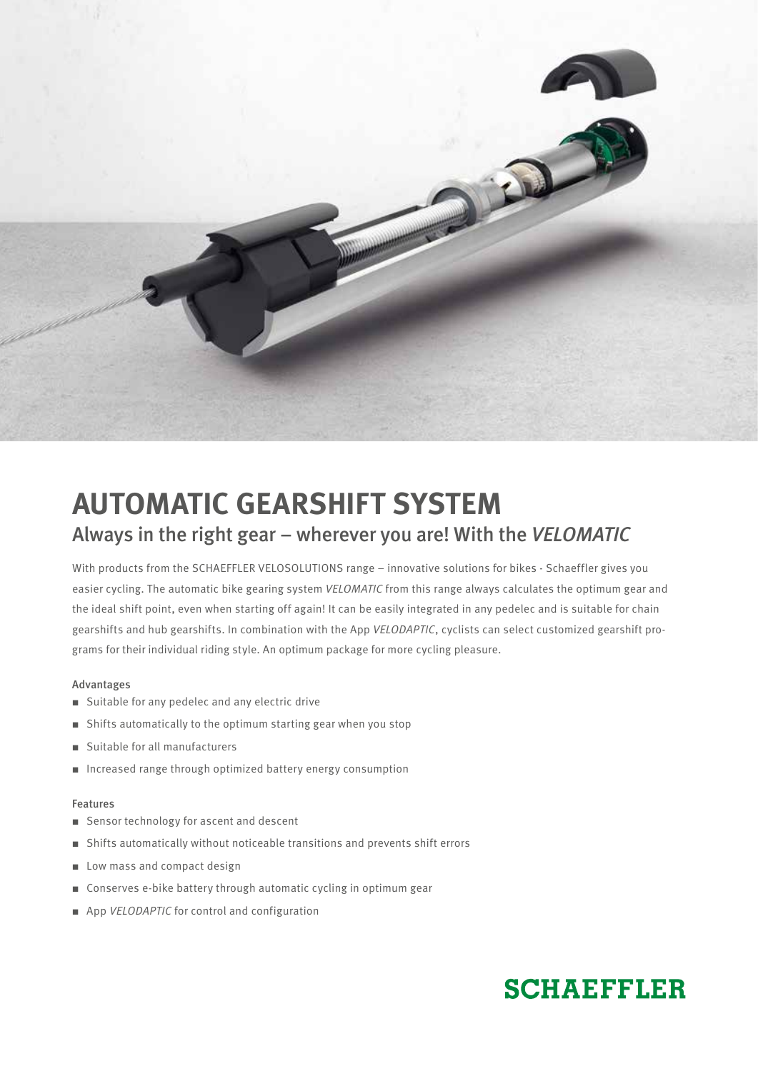# AUTOMATIC GEARSHIFT SYSTEM

## Always in the right gear – wherever you are! With the *VELOMATIC*

With products from the SCHAEFFLER VELOSOLUTIONS range – innovative solutions for bikes - Schaeffler gives you easier cycling. The automatic bike gearing system *VELOMATIC* from this range always calculates the optimum gear and the ideal shift point, even when starting off again! It can be easily integrated in any pedelec and is suitable for chain gearshifts and hub gearshifts. In combination with the App *VELODAPTIC*, cyclists can select customized gearshift programs for their individual riding style. An optimum package for more cycling pleasure.

#### Advantages

- Suitable for any pedelec and any electric drive
- Shifts automatically to the optimum starting gear when you stop
- Suitable for all manufacturers
- Increased range through optimized battery energy consumption

#### Features

- Sensor technology for ascent and descent
- Shifts automatically without noticeable transitions and prevents shift errors
- Low mass and compact design
- Conserves e-bike battery through automatic cycling in optimum gear
- App *VELODAPTIC* for control and configuration

SCHAEFFLER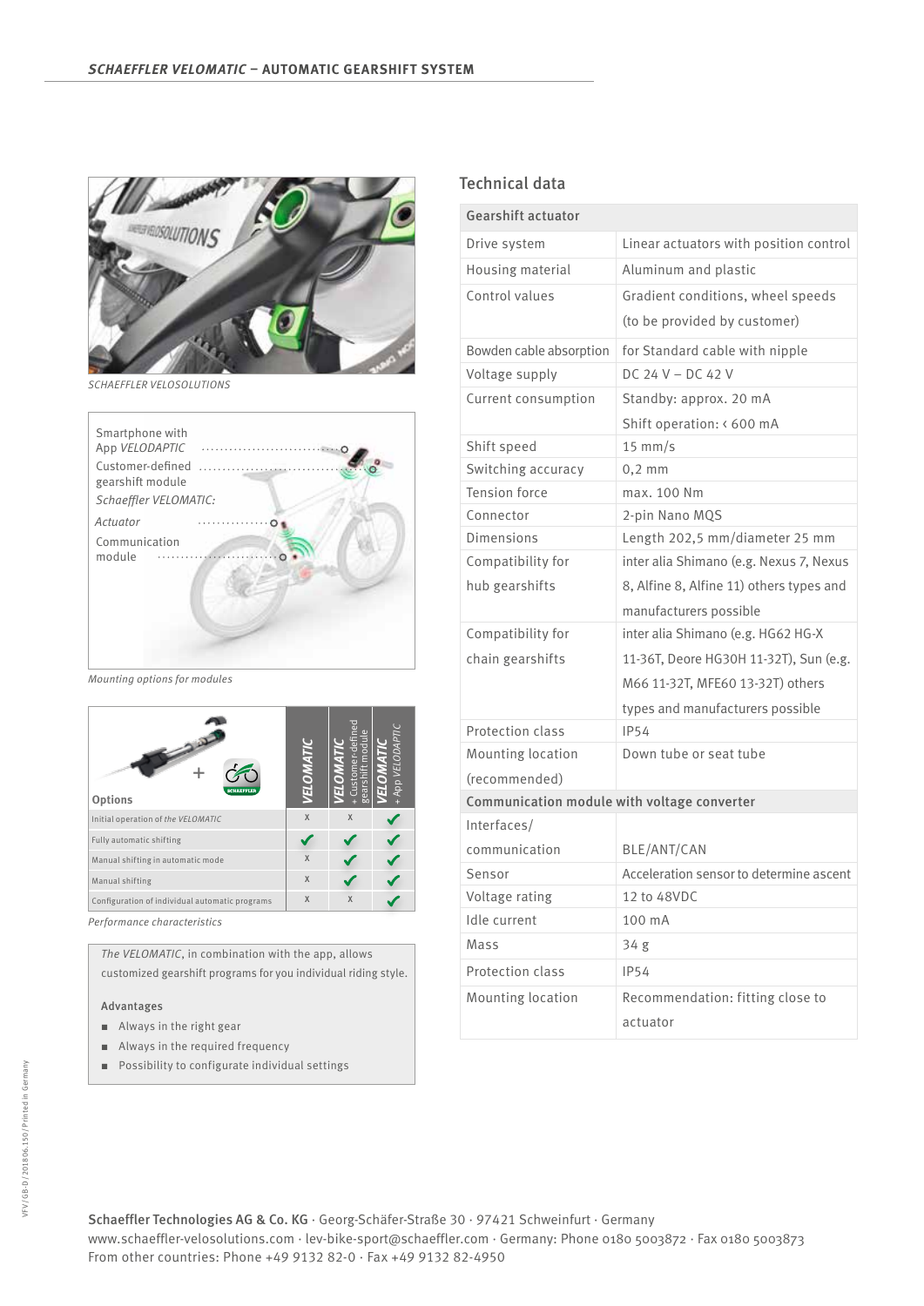SCHAEFFLER VELOSOLUTIONS

Smartphone with App *VELODAPTIC*

Customer-defined gearshift module

*Schaeffler VELOMATIC:*

*Actuator*

Communication module

*Mounting options for modules*

| Options | *VELOMATIC* | *VELOMATIC* + Customer-defined gearshift module | *VELOMATIC* + App *VELODAPTIC* |
|---|---|---|---|
| Initial operation of the *VELOMATIC* | x | x | ✓ |
| Fully automatic shifting | ✓ | ✓ | ✓ |
| Manual shifting in automatic mode | x | ✓ | ✓ |
| Manual shifting | x | ✓ | ✓ |
| Configuration of individual automatic programs | x | x | ✓ |

*Performance characteristics*

*The VELOMATIC*, in combination with the app, allows customized gearshift programs for you individual riding style.

**Advantages**

- Always in the right gear
- Always in the required frequency
- Possibility to configurate individual settings

## Technical data

| | |
|---|---|
| **Gearshift actuator** | |
| Drive system | Linear actuators with position control |
| Housing material | Aluminum and plastic |
| Control values | Gradient conditions, wheel speeds (to be provided by customer) |
| Bowden cable absorption | for Standard cable with nipple |
| Voltage supply | DC 24 V – DC 42 V |
| Current consumption | Standby: approx. 20 mA<br>Shift operation: < 600 mA |
| Shift speed | 15 mm/s |
| Switching accuracy | 0,2 mm |
| Tension force | max. 100 Nm |
| Connector | 2-pin Nano MQS |
| Dimensions | Length 202,5 mm/diameter 25 mm |
| Compatibility for hub gearshifts | inter alia Shimano (e.g. Nexus 7, Nexus 8, Alfine 8, Alfine 11) others types and manufacturers possible |
| Compatibility for chain gearshifts | inter alia Shimano (e.g. HG62 HG-X 11-36T, Deore HG30H 11-32T), Sun (e.g. M66 11-32T, MFE60 13-32T) others types and manufacturers possible |
| Protection class | IP54 |
| Mounting location (recommended) | Down tube or seat tube |
| **Communication module with voltage converter** | |
| Interfaces/ communication | BLE/ANT/CAN |
| Sensor | Acceleration sensor to determine ascent |
| Voltage rating | 12 to 48VDC |
| Idle current | 100 mA |
| Mass | 34 g |
| Protection class | IP54 |
| Mounting location | Recommendation: fitting close to actuator |

**Schaeffler Technologies AG & Co. KG** · Georg-Schäfer-Straße 30 · 97421 Schweinfurt · Germany
www.schaeffler-velosolutions.com · lev-bike-sport@schaeffler.com · Germany: Phone 0180 5003872 · Fax 0180 5003873
From other countries: Phone +49 9132 82-0 · Fax +49 9132 82-4950

VFV/GB-D/2018 06.150/Printed in Germany